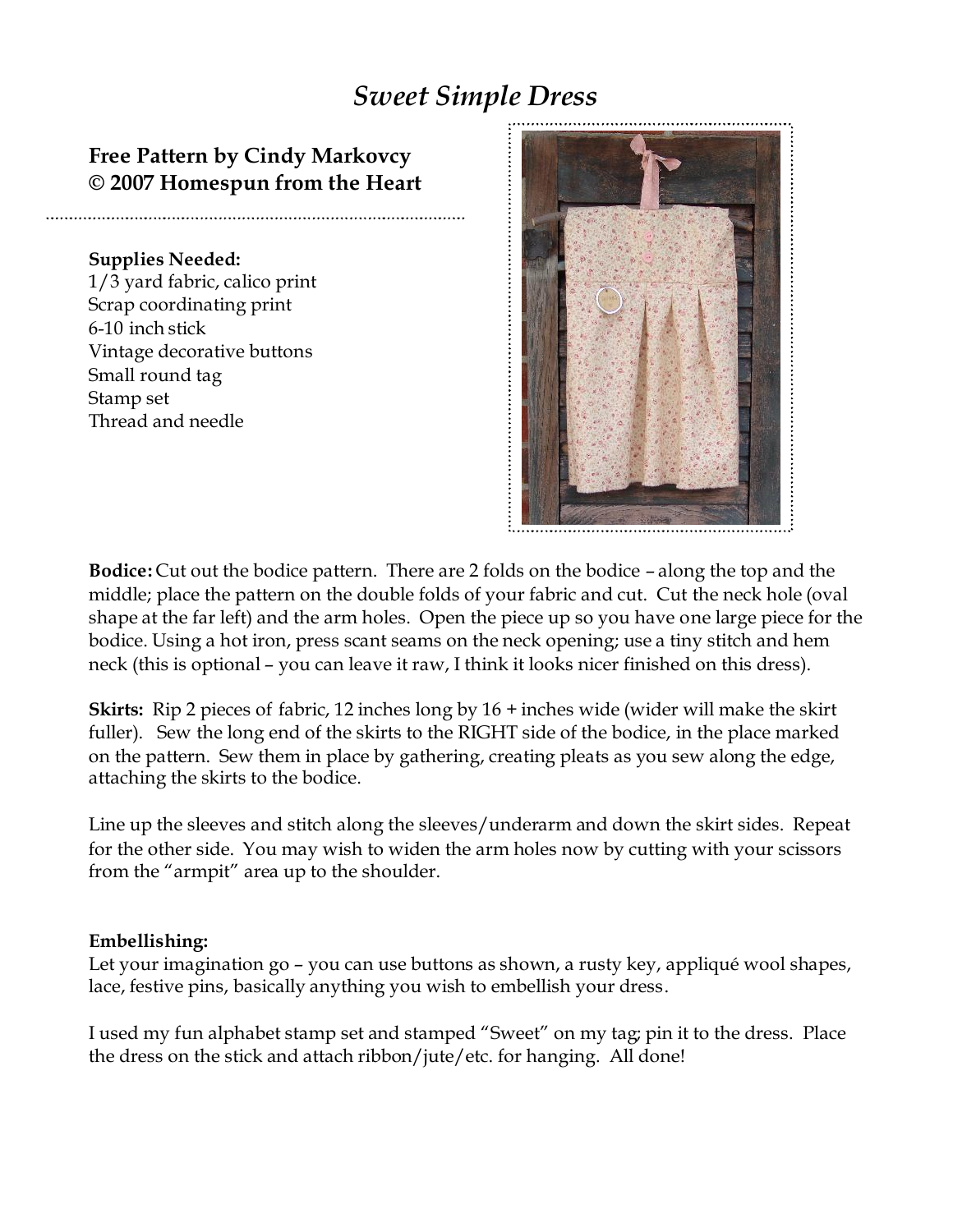# *Sweet Simple Dress*

**Free Pattern by Cindy Markovcy**
**© 2007 Homespun from the Heart**

**Supplies Needed:**
1/3 yard fabric, calico print
Scrap coordinating print
6-10 inch stick
Vintage decorative buttons
Small round tag
Stamp set
Thread and needle

**Bodice:** Cut out the bodice pattern. There are 2 folds on the bodice – along the top and the middle; place the pattern on the double folds of your fabric and cut. Cut the neck hole (oval shape at the far left) and the arm holes. Open the piece up so you have one large piece for the bodice. Using a hot iron, press scant seams on the neck opening; use a tiny stitch and hem neck (this is optional – you can leave it raw, I think it looks nicer finished on this dress).

**Skirts:** Rip 2 pieces of fabric, 12 inches long by 16 + inches wide (wider will make the skirt fuller). Sew the long end of the skirts to the RIGHT side of the bodice, in the place marked on the pattern. Sew them in place by gathering, creating pleats as you sew along the edge, attaching the skirts to the bodice.

Line up the sleeves and stitch along the sleeves/underarm and down the skirt sides. Repeat for the other side. You may wish to widen the arm holes now by cutting with your scissors from the "armpit" area up to the shoulder.

**Embellishing:**
Let your imagination go – you can use buttons as shown, a rusty key, appliqué wool shapes, lace, festive pins, basically anything you wish to embellish your dress.

I used my fun alphabet stamp set and stamped "Sweet" on my tag; pin it to the dress. Place the dress on the stick and attach ribbon/jute/etc. for hanging. All done!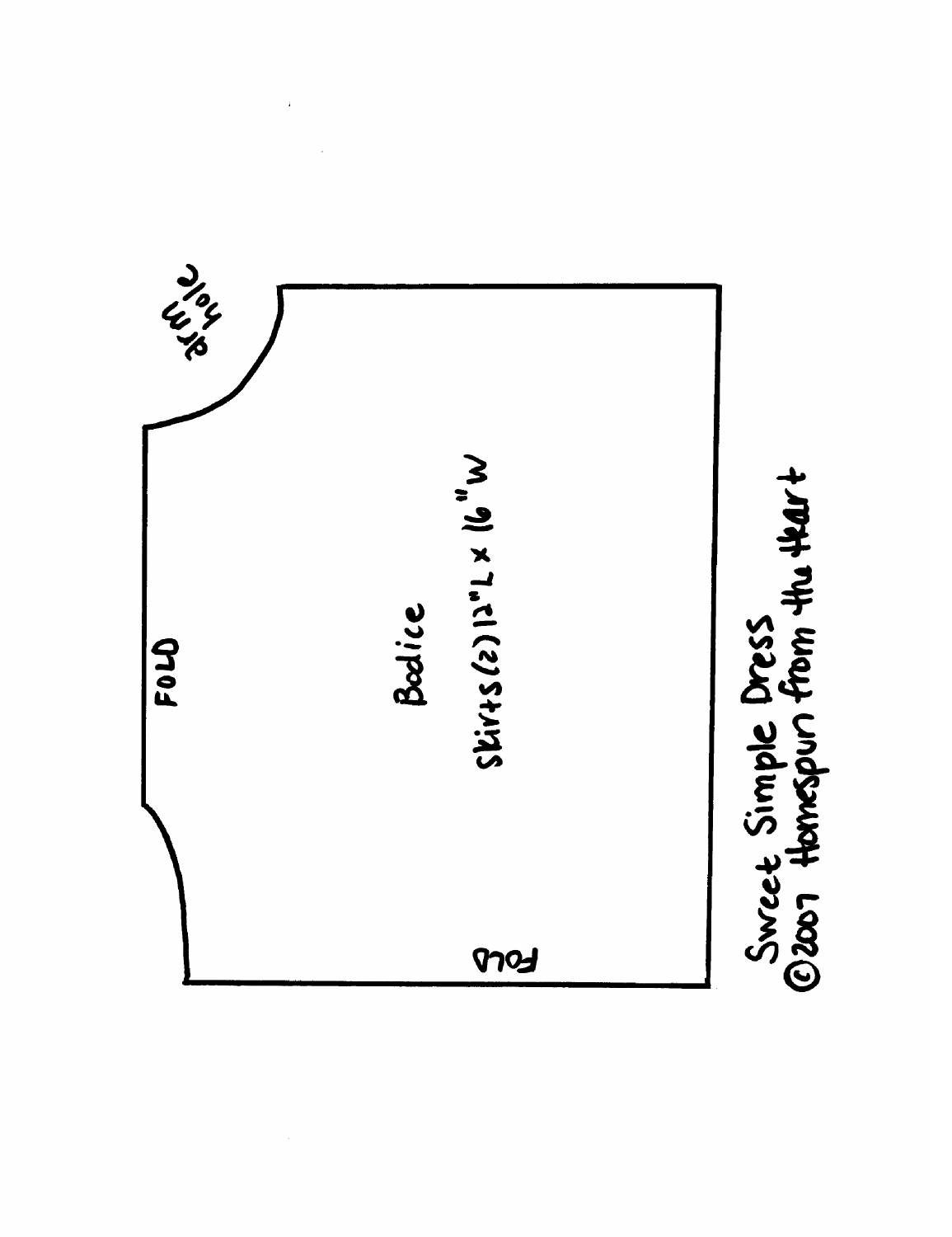arm hole

FOLD

Bodice

Skirts (2) 12"L x 16"W

FOLD

Sweet Simple Dress
©2007 Homespun from the Heart